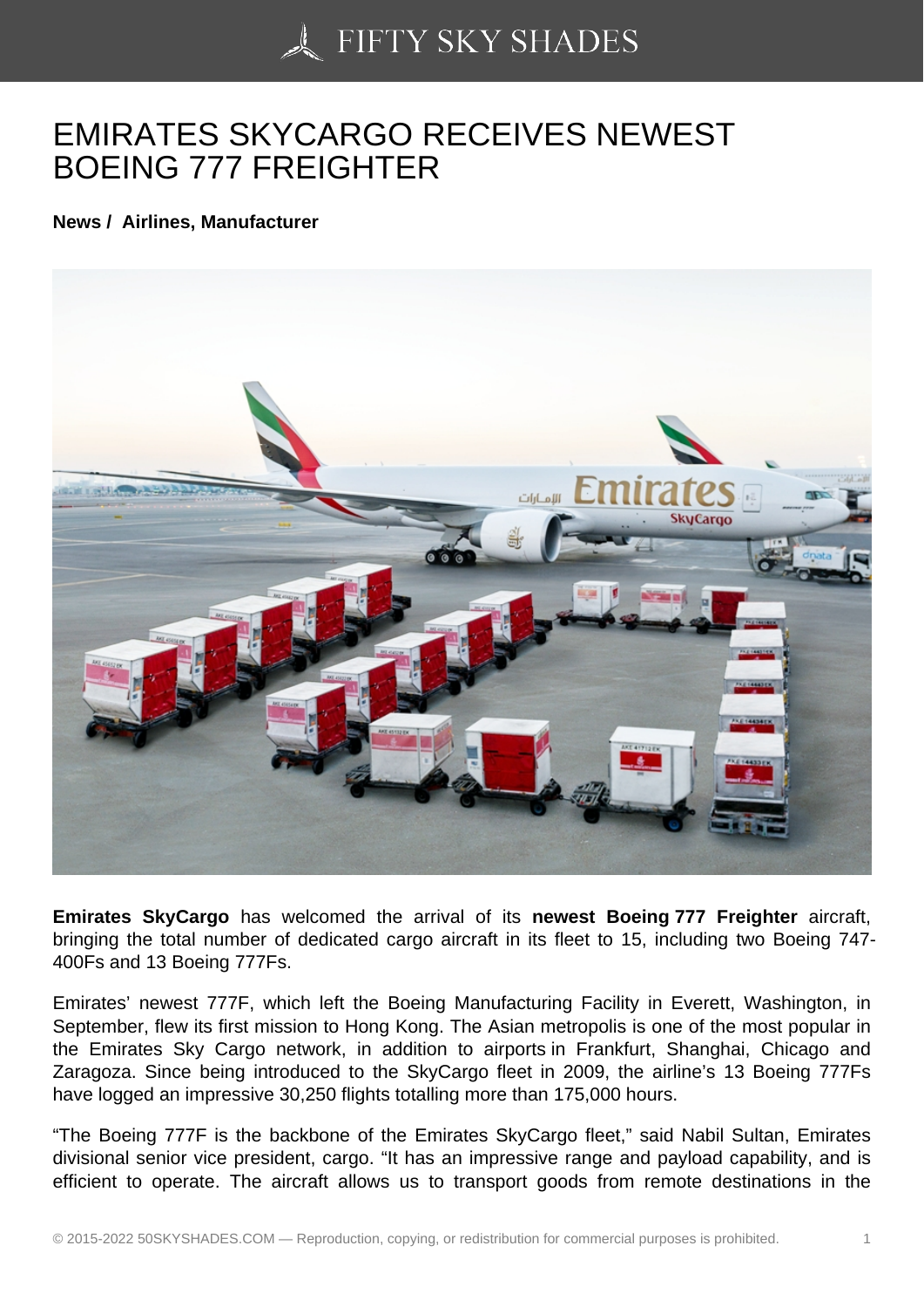# EMIRATES SKYCARGO RECEIVES NEWEST BOEING 777 FREIGHTER

**News / Airlines, Manufacturer**

**Emirates SkyCargo** has welcomed the arrival of its **newest Boeing 777 Freighter** aircraft, bringing the total number of dedicated cargo aircraft in its fleet to 15, including two Boeing 747-400Fs and 13 Boeing 777Fs.

Emirates' newest 777F, which left the Boeing Manufacturing Facility in Everett, Washington, in September, flew its first mission to Hong Kong. The Asian metropolis is one of the most popular in the Emirates Sky Cargo network, in addition to airports in Frankfurt, Shanghai, Chicago and Zaragoza. Since being introduced to the SkyCargo fleet in 2009, the airline's 13 Boeing 777Fs have logged an impressive 30,250 flights totalling more than 175,000 hours.

"The Boeing 777F is the backbone of the Emirates SkyCargo fleet," said Nabil Sultan, Emirates divisional senior vice president, cargo. "It has an impressive range and payload capability, and is efficient to operate. The aircraft allows us to transport goods from remote destinations in the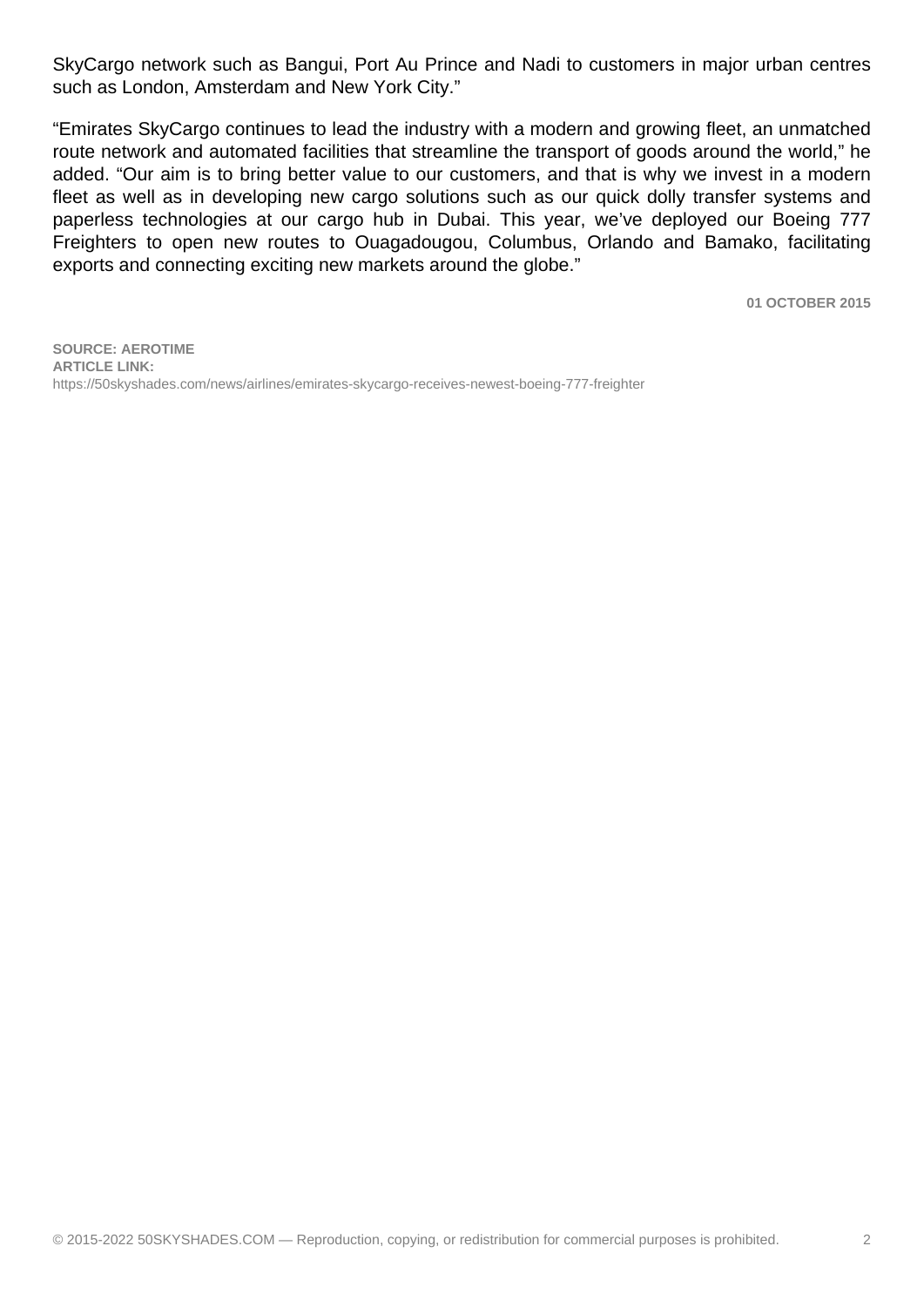SkyCargo network such as Bangui, Port Au Prince and Nadi to customers in major urban centres such as London, Amsterdam and New York City."

"Emirates SkyCargo continues to lead the industry with a modern and growing fleet, an unmatched route network and automated facilities that streamline the transport of goods around the world," he added. "Our aim is to bring better value to our customers, and that is why we invest in a modern fleet as well as in developing new cargo solutions such as our quick dolly transfer systems and paperless technologies at our cargo hub in Dubai. This year, we've deployed our Boeing 777 Freighters to open new routes to Ouagadougou, Columbus, Orlando and Bamako, facilitating exports and connecting exciting new markets around the globe."

**01 OCTOBER 2015**

**SOURCE: AEROTIME**
**ARTICLE LINK:**
https://50skyshades.com/news/airlines/emirates-skycargo-receives-newest-boeing-777-freighter

© 2015-2022 50SKYSHADES.COM — Reproduction, copying, or redistribution for commercial purposes is prohibited.